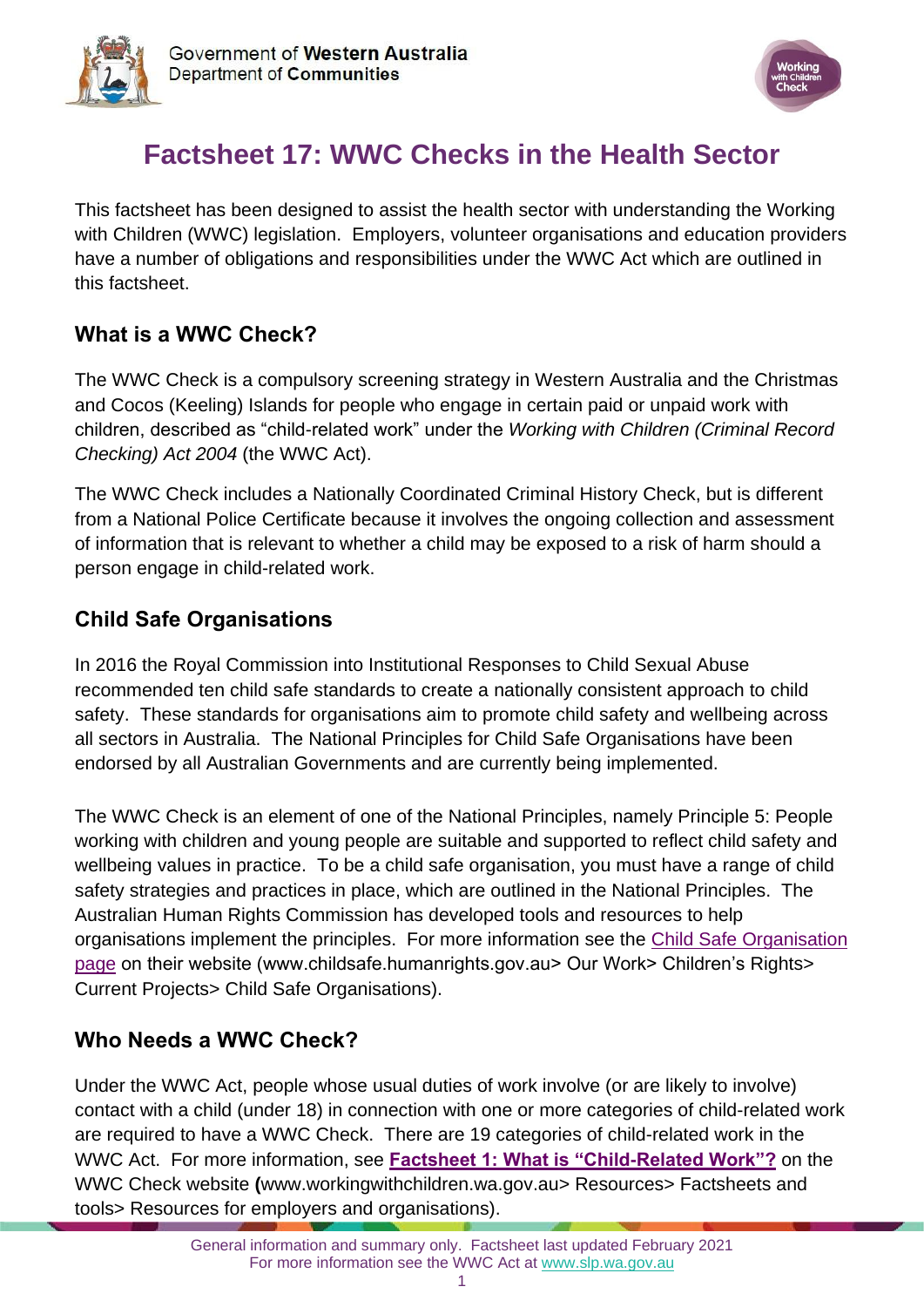Government of **Western Australia**
Department of **Communities**

# Factsheet 17: WWC Checks in the Health Sector

This factsheet has been designed to assist the health sector with understanding the Working with Children (WWC) legislation. Employers, volunteer organisations and education providers have a number of obligations and responsibilities under the WWC Act which are outlined in this factsheet.

## What is a WWC Check?

The WWC Check is a compulsory screening strategy in Western Australia and the Christmas and Cocos (Keeling) Islands for people who engage in certain paid or unpaid work with children, described as "child-related work" under the *Working with Children (Criminal Record Checking) Act 2004* (the WWC Act).

The WWC Check includes a Nationally Coordinated Criminal History Check, but is different from a National Police Certificate because it involves the ongoing collection and assessment of information that is relevant to whether a child may be exposed to a risk of harm should a person engage in child-related work.

## Child Safe Organisations

In 2016 the Royal Commission into Institutional Responses to Child Sexual Abuse recommended ten child safe standards to create a nationally consistent approach to child safety. These standards for organisations aim to promote child safety and wellbeing across all sectors in Australia. The National Principles for Child Safe Organisations have been endorsed by all Australian Governments and are currently being implemented.

The WWC Check is an element of one of the National Principles, namely Principle 5: People working with children and young people are suitable and supported to reflect child safety and wellbeing values in practice. To be a child safe organisation, you must have a range of child safety strategies and practices in place, which are outlined in the National Principles. The Australian Human Rights Commission has developed tools and resources to help organisations implement the principles. For more information see the Child Safe Organisation page on their website (www.childsafe.humanrights.gov.au> Our Work> Children's Rights> Current Projects> Child Safe Organisations).

## Who Needs a WWC Check?

Under the WWC Act, people whose usual duties of work involve (or are likely to involve) contact with a child (under 18) in connection with one or more categories of child-related work are required to have a WWC Check. There are 19 categories of child-related work in the WWC Act. For more information, see **Factsheet 1: What is "Child-Related Work"?** on the WWC Check website **(**www.workingwithchildren.wa.gov.au> Resources> Factsheets and tools> Resources for employers and organisations).

General information and summary only. Factsheet last updated February 2021
For more information see the WWC Act at www.slp.wa.gov.au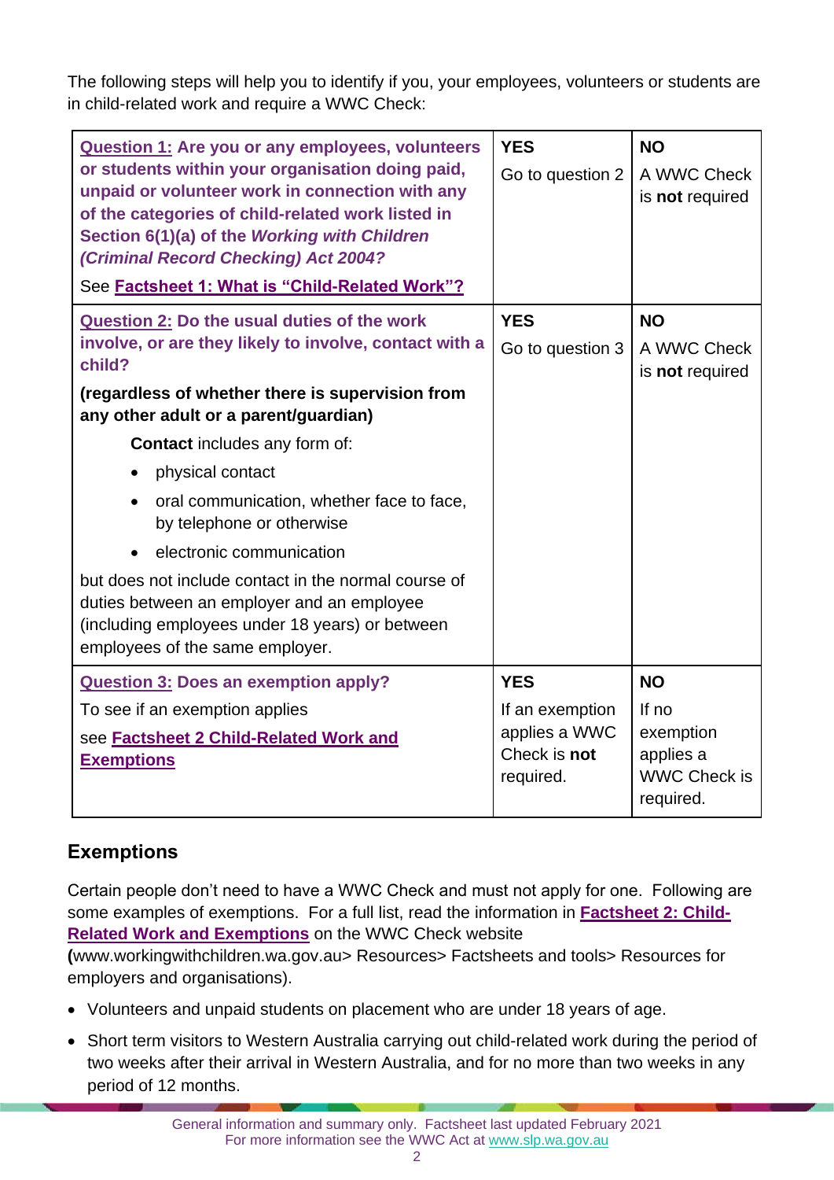The following steps will help you to identify if you, your employees, volunteers or students are in child-related work and require a WWC Check:

| | | |
|---|---|---|
| **Question 1: Are you or any employees, volunteers or students within your organisation doing paid, unpaid or volunteer work in connection with any of the categories of child-related work listed in Section 6(1)(a) of the *Working with Children (Criminal Record Checking) Act 2004?*** <br> See **Factsheet 1: What is "Child-Related Work"?** | **YES** <br> Go to question 2 | **NO** <br> A WWC Check is **not** required |
| **Question 2: Do the usual duties of the work involve, or are they likely to involve, contact with a child?** <br> **(regardless of whether there is supervision from any other adult or a parent/guardian)** <br> **Contact** includes any form of: <br> • physical contact <br> • oral communication, whether face to face, by telephone or otherwise <br> • electronic communication <br> but does not include contact in the normal course of duties between an employer and an employee (including employees under 18 years) or between employees of the same employer. | **YES** <br> Go to question 3 | **NO** <br> A WWC Check is **not** required |
| **Question 3: Does an exemption apply?** <br> To see if an exemption applies <br> see **Factsheet 2 Child-Related Work and Exemptions** | **YES** <br> If an exemption applies a WWC Check is **not** required. | **NO** <br> If no exemption applies a WWC Check is required. |

## Exemptions

Certain people don't need to have a WWC Check and must not apply for one. Following are some examples of exemptions. For a full list, read the information in **Factsheet 2: Child-Related Work and Exemptions** on the WWC Check website **(**www.workingwithchildren.wa.gov.au> Resources> Factsheets and tools> Resources for employers and organisations).

- Volunteers and unpaid students on placement who are under 18 years of age.
- Short term visitors to Western Australia carrying out child-related work during the period of two weeks after their arrival in Western Australia, and for no more than two weeks in any period of 12 months.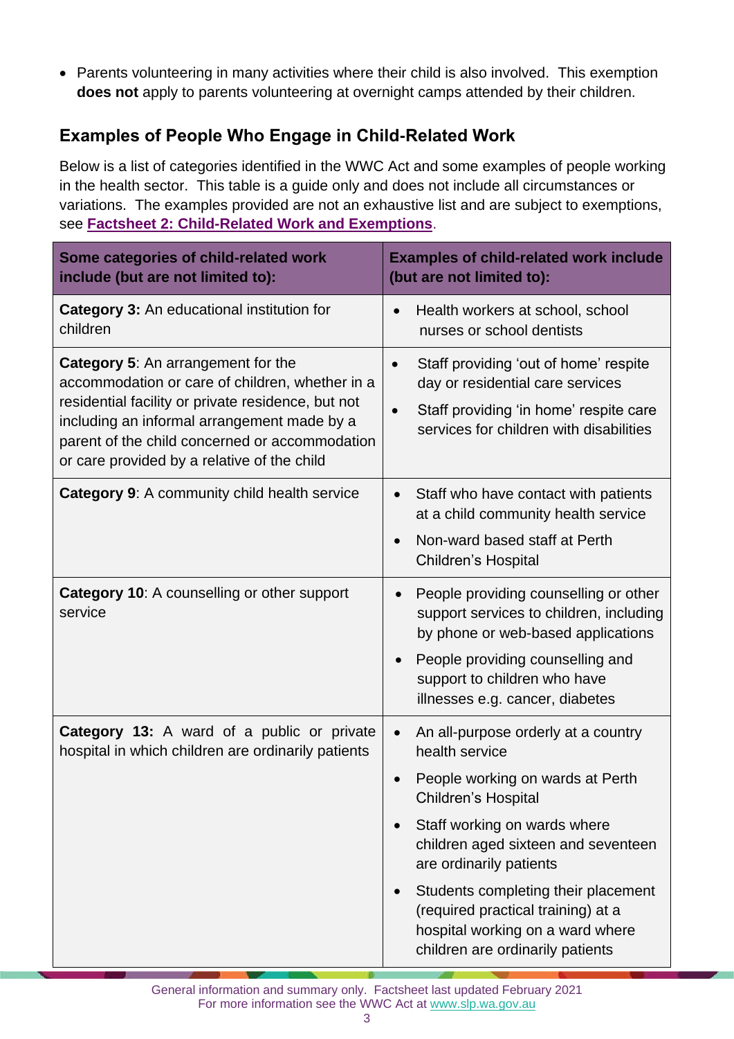- Parents volunteering in many activities where their child is also involved. This exemption **does not** apply to parents volunteering at overnight camps attended by their children.

## Examples of People Who Engage in Child-Related Work

Below is a list of categories identified in the WWC Act and some examples of people working in the health sector. This table is a guide only and does not include all circumstances or variations. The examples provided are not an exhaustive list and are subject to exemptions, see **Factsheet 2: Child-Related Work and Exemptions**.

| Some categories of child-related work include (but are not limited to): | Examples of child-related work include (but are not limited to): |
|---|---|
| **Category 3:** An educational institution for children | • Health workers at school, school nurses or school dentists |
| **Category 5**: An arrangement for the accommodation or care of children, whether in a residential facility or private residence, but not including an informal arrangement made by a parent of the child concerned or accommodation or care provided by a relative of the child | • Staff providing 'out of home' respite day or residential care services<br>• Staff providing 'in home' respite care services for children with disabilities |
| **Category 9**: A community child health service | • Staff who have contact with patients at a child community health service<br>• Non-ward based staff at Perth Children's Hospital |
| **Category 10**: A counselling or other support service | • People providing counselling or other support services to children, including by phone or web-based applications<br>• People providing counselling and support to children who have illnesses e.g. cancer, diabetes |
| **Category 13:** A ward of a public or private hospital in which children are ordinarily patients | • An all-purpose orderly at a country health service<br>• People working on wards at Perth Children's Hospital<br>• Staff working on wards where children aged sixteen and seventeen are ordinarily patients<br>• Students completing their placement (required practical training) at a hospital working on a ward where children are ordinarily patients |

General information and summary only. Factsheet last updated February 2021
For more information see the WWC Act at www.slp.wa.gov.au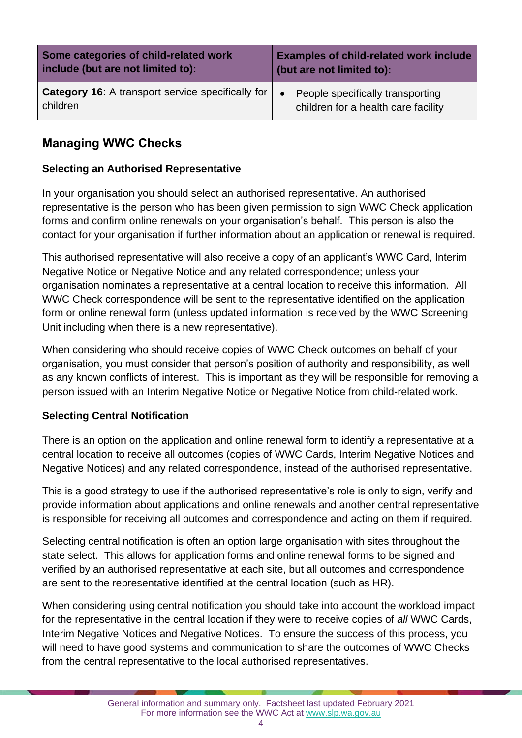| Some categories of child-related work include (but are not limited to): | Examples of child-related work include (but are not limited to): |
|---|---|
| **Category 16**: A transport service specifically for children | • People specifically transporting children for a health care facility |

## Managing WWC Checks

### Selecting an Authorised Representative

In your organisation you should select an authorised representative. An authorised representative is the person who has been given permission to sign WWC Check application forms and confirm online renewals on your organisation's behalf. This person is also the contact for your organisation if further information about an application or renewal is required.

This authorised representative will also receive a copy of an applicant's WWC Card, Interim Negative Notice or Negative Notice and any related correspondence; unless your organisation nominates a representative at a central location to receive this information. All WWC Check correspondence will be sent to the representative identified on the application form or online renewal form (unless updated information is received by the WWC Screening Unit including when there is a new representative).

When considering who should receive copies of WWC Check outcomes on behalf of your organisation, you must consider that person's position of authority and responsibility, as well as any known conflicts of interest. This is important as they will be responsible for removing a person issued with an Interim Negative Notice or Negative Notice from child-related work.

### Selecting Central Notification

There is an option on the application and online renewal form to identify a representative at a central location to receive all outcomes (copies of WWC Cards, Interim Negative Notices and Negative Notices) and any related correspondence, instead of the authorised representative.

This is a good strategy to use if the authorised representative's role is only to sign, verify and provide information about applications and online renewals and another central representative is responsible for receiving all outcomes and correspondence and acting on them if required.

Selecting central notification is often an option large organisation with sites throughout the state select. This allows for application forms and online renewal forms to be signed and verified by an authorised representative at each site, but all outcomes and correspondence are sent to the representative identified at the central location (such as HR).

When considering using central notification you should take into account the workload impact for the representative in the central location if they were to receive copies of *all* WWC Cards, Interim Negative Notices and Negative Notices. To ensure the success of this process, you will need to have good systems and communication to share the outcomes of WWC Checks from the central representative to the local authorised representatives.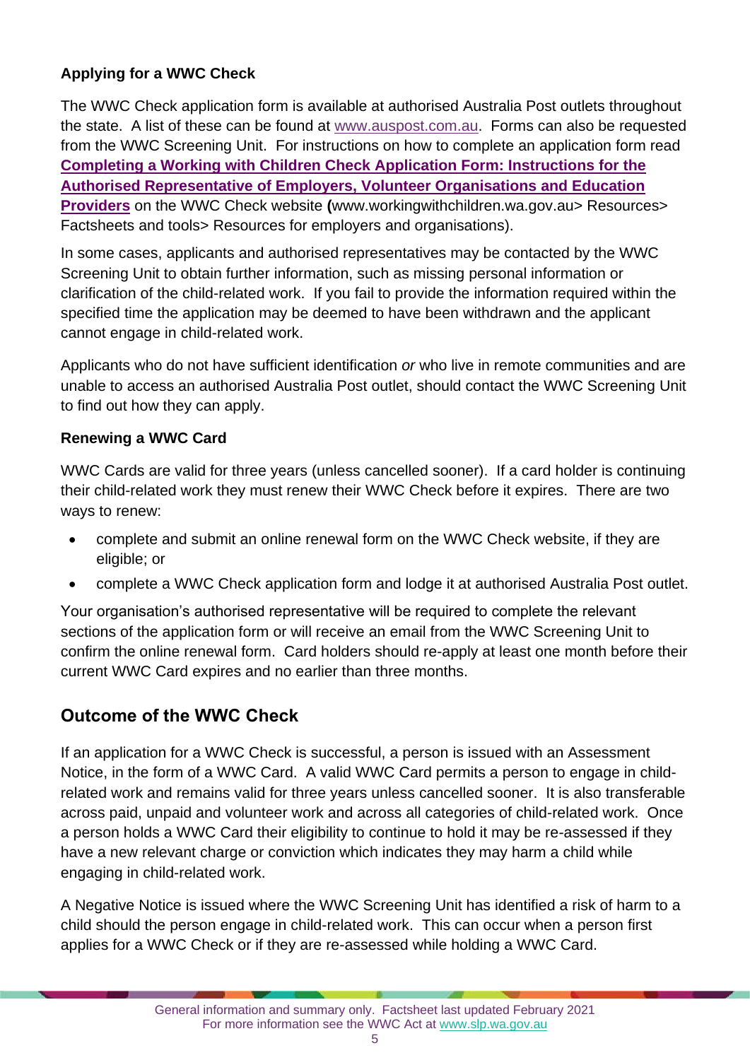### Applying for a WWC Check

The WWC Check application form is available at authorised Australia Post outlets throughout the state. A list of these can be found at www.auspost.com.au. Forms can also be requested from the WWC Screening Unit. For instructions on how to complete an application form read **Completing a Working with Children Check Application Form: Instructions for the Authorised Representative of Employers, Volunteer Organisations and Education Providers** on the WWC Check website **(**www.workingwithchildren.wa.gov.au> Resources> Factsheets and tools> Resources for employers and organisations).

In some cases, applicants and authorised representatives may be contacted by the WWC Screening Unit to obtain further information, such as missing personal information or clarification of the child-related work. If you fail to provide the information required within the specified time the application may be deemed to have been withdrawn and the applicant cannot engage in child-related work.

Applicants who do not have sufficient identification *or* who live in remote communities and are unable to access an authorised Australia Post outlet, should contact the WWC Screening Unit to find out how they can apply.

### Renewing a WWC Card

WWC Cards are valid for three years (unless cancelled sooner). If a card holder is continuing their child-related work they must renew their WWC Check before it expires. There are two ways to renew:

- complete and submit an online renewal form on the WWC Check website, if they are eligible; or
- complete a WWC Check application form and lodge it at authorised Australia Post outlet.

Your organisation's authorised representative will be required to complete the relevant sections of the application form or will receive an email from the WWC Screening Unit to confirm the online renewal form. Card holders should re-apply at least one month before their current WWC Card expires and no earlier than three months.

## Outcome of the WWC Check

If an application for a WWC Check is successful, a person is issued with an Assessment Notice, in the form of a WWC Card. A valid WWC Card permits a person to engage in child-related work and remains valid for three years unless cancelled sooner. It is also transferable across paid, unpaid and volunteer work and across all categories of child-related work. Once a person holds a WWC Card their eligibility to continue to hold it may be re-assessed if they have a new relevant charge or conviction which indicates they may harm a child while engaging in child-related work.

A Negative Notice is issued where the WWC Screening Unit has identified a risk of harm to a child should the person engage in child-related work. This can occur when a person first applies for a WWC Check or if they are re-assessed while holding a WWC Card.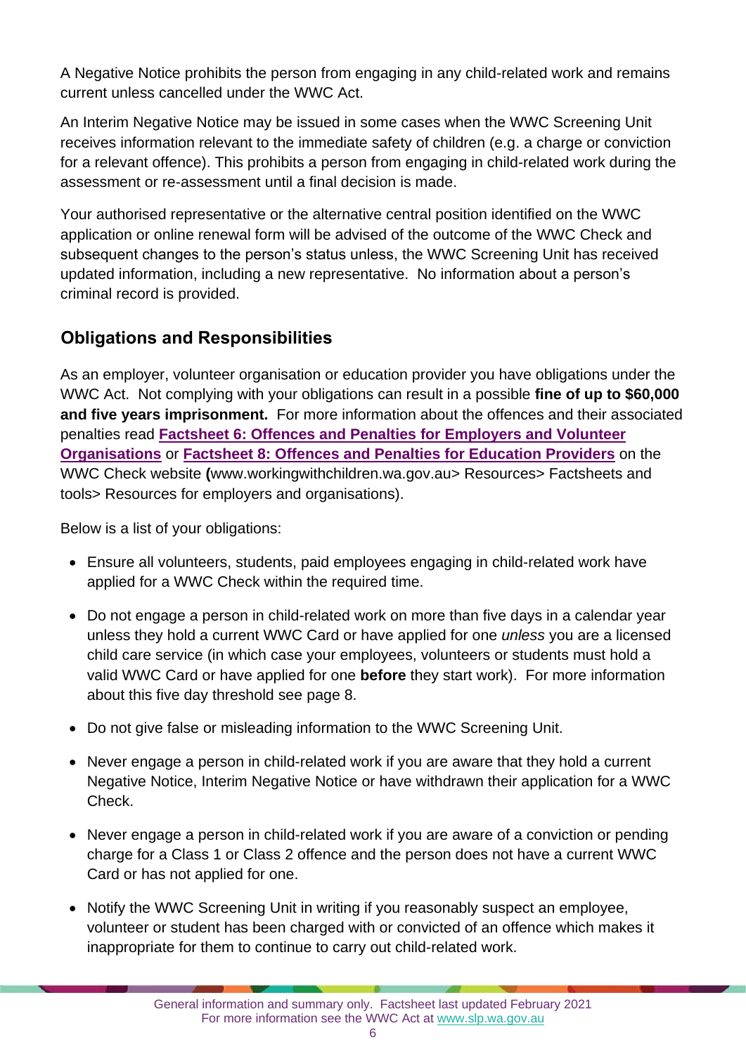A Negative Notice prohibits the person from engaging in any child-related work and remains current unless cancelled under the WWC Act.

An Interim Negative Notice may be issued in some cases when the WWC Screening Unit receives information relevant to the immediate safety of children (e.g. a charge or conviction for a relevant offence). This prohibits a person from engaging in child-related work during the assessment or re-assessment until a final decision is made.

Your authorised representative or the alternative central position identified on the WWC application or online renewal form will be advised of the outcome of the WWC Check and subsequent changes to the person's status unless, the WWC Screening Unit has received updated information, including a new representative. No information about a person's criminal record is provided.

## Obligations and Responsibilities

As an employer, volunteer organisation or education provider you have obligations under the WWC Act. Not complying with your obligations can result in a possible **fine of up to $60,000 and five years imprisonment.** For more information about the offences and their associated penalties read **Factsheet 6: Offences and Penalties for Employers and Volunteer Organisations** or **Factsheet 8: Offences and Penalties for Education Providers** on the WWC Check website **(**www.workingwithchildren.wa.gov.au> Resources> Factsheets and tools> Resources for employers and organisations).

Below is a list of your obligations:

- Ensure all volunteers, students, paid employees engaging in child-related work have applied for a WWC Check within the required time.
- Do not engage a person in child-related work on more than five days in a calendar year unless they hold a current WWC Card or have applied for one *unless* you are a licensed child care service (in which case your employees, volunteers or students must hold a valid WWC Card or have applied for one **before** they start work). For more information about this five day threshold see page 8.
- Do not give false or misleading information to the WWC Screening Unit.
- Never engage a person in child-related work if you are aware that they hold a current Negative Notice, Interim Negative Notice or have withdrawn their application for a WWC Check.
- Never engage a person in child-related work if you are aware of a conviction or pending charge for a Class 1 or Class 2 offence and the person does not have a current WWC Card or has not applied for one.
- Notify the WWC Screening Unit in writing if you reasonably suspect an employee, volunteer or student has been charged with or convicted of an offence which makes it inappropriate for them to continue to carry out child-related work.

General information and summary only. Factsheet last updated February 2021
For more information see the WWC Act at www.slp.wa.gov.au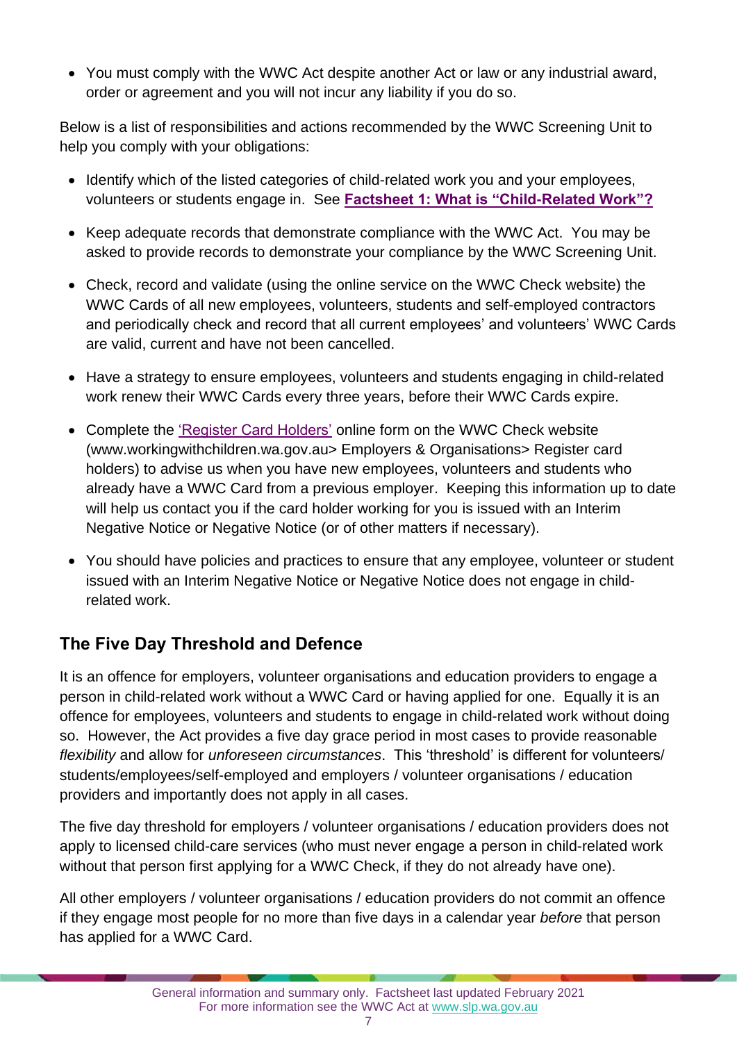- You must comply with the WWC Act despite another Act or law or any industrial award, order or agreement and you will not incur any liability if you do so.

Below is a list of responsibilities and actions recommended by the WWC Screening Unit to help you comply with your obligations:

- Identify which of the listed categories of child-related work you and your employees, volunteers or students engage in. See **Factsheet 1: What is "Child-Related Work"?**
- Keep adequate records that demonstrate compliance with the WWC Act. You may be asked to provide records to demonstrate your compliance by the WWC Screening Unit.
- Check, record and validate (using the online service on the WWC Check website) the WWC Cards of all new employees, volunteers, students and self-employed contractors and periodically check and record that all current employees' and volunteers' WWC Cards are valid, current and have not been cancelled.
- Have a strategy to ensure employees, volunteers and students engaging in child-related work renew their WWC Cards every three years, before their WWC Cards expire.
- Complete the 'Register Card Holders' online form on the WWC Check website (www.workingwithchildren.wa.gov.au> Employers & Organisations> Register card holders) to advise us when you have new employees, volunteers and students who already have a WWC Card from a previous employer. Keeping this information up to date will help us contact you if the card holder working for you is issued with an Interim Negative Notice or Negative Notice (or of other matters if necessary).
- You should have policies and practices to ensure that any employee, volunteer or student issued with an Interim Negative Notice or Negative Notice does not engage in child-related work.

## The Five Day Threshold and Defence

It is an offence for employers, volunteer organisations and education providers to engage a person in child-related work without a WWC Card or having applied for one. Equally it is an offence for employees, volunteers and students to engage in child-related work without doing so. However, the Act provides a five day grace period in most cases to provide reasonable *flexibility* and allow for *unforeseen circumstances*. This 'threshold' is different for volunteers/ students/employees/self-employed and employers / volunteer organisations / education providers and importantly does not apply in all cases.

The five day threshold for employers / volunteer organisations / education providers does not apply to licensed child-care services (who must never engage a person in child-related work without that person first applying for a WWC Check, if they do not already have one).

All other employers / volunteer organisations / education providers do not commit an offence if they engage most people for no more than five days in a calendar year *before* that person has applied for a WWC Card.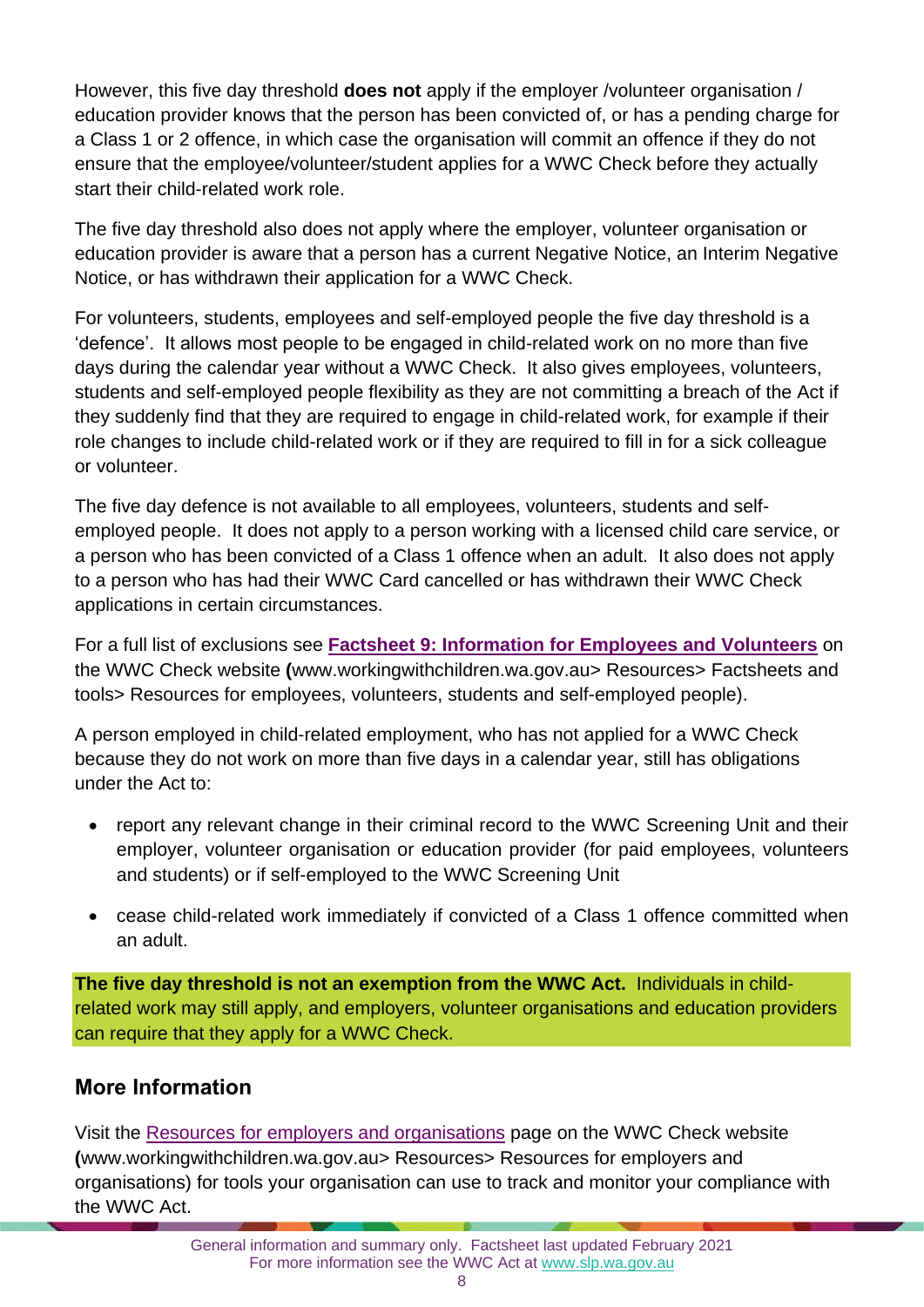However, this five day threshold **does not** apply if the employer /volunteer organisation / education provider knows that the person has been convicted of, or has a pending charge for a Class 1 or 2 offence, in which case the organisation will commit an offence if they do not ensure that the employee/volunteer/student applies for a WWC Check before they actually start their child-related work role.

The five day threshold also does not apply where the employer, volunteer organisation or education provider is aware that a person has a current Negative Notice, an Interim Negative Notice, or has withdrawn their application for a WWC Check.

For volunteers, students, employees and self-employed people the five day threshold is a 'defence'. It allows most people to be engaged in child-related work on no more than five days during the calendar year without a WWC Check. It also gives employees, volunteers, students and self-employed people flexibility as they are not committing a breach of the Act if they suddenly find that they are required to engage in child-related work, for example if their role changes to include child-related work or if they are required to fill in for a sick colleague or volunteer.

The five day defence is not available to all employees, volunteers, students and self-employed people. It does not apply to a person working with a licensed child care service, or a person who has been convicted of a Class 1 offence when an adult. It also does not apply to a person who has had their WWC Card cancelled or has withdrawn their WWC Check applications in certain circumstances.

For a full list of exclusions see **Factsheet 9: Information for Employees and Volunteers** on the WWC Check website **(**www.workingwithchildren.wa.gov.au> Resources> Factsheets and tools> Resources for employees, volunteers, students and self-employed people).

A person employed in child-related employment, who has not applied for a WWC Check because they do not work on more than five days in a calendar year, still has obligations under the Act to:

- report any relevant change in their criminal record to the WWC Screening Unit and their employer, volunteer organisation or education provider (for paid employees, volunteers and students) or if self-employed to the WWC Screening Unit
- cease child-related work immediately if convicted of a Class 1 offence committed when an adult.

**The five day threshold is not an exemption from the WWC Act.** Individuals in child-related work may still apply, and employers, volunteer organisations and education providers can require that they apply for a WWC Check.

## More Information

Visit the Resources for employers and organisations page on the WWC Check website **(**www.workingwithchildren.wa.gov.au> Resources> Resources for employers and organisations) for tools your organisation can use to track and monitor your compliance with the WWC Act.

General information and summary only. Factsheet last updated February 2021
For more information see the WWC Act at www.slp.wa.gov.au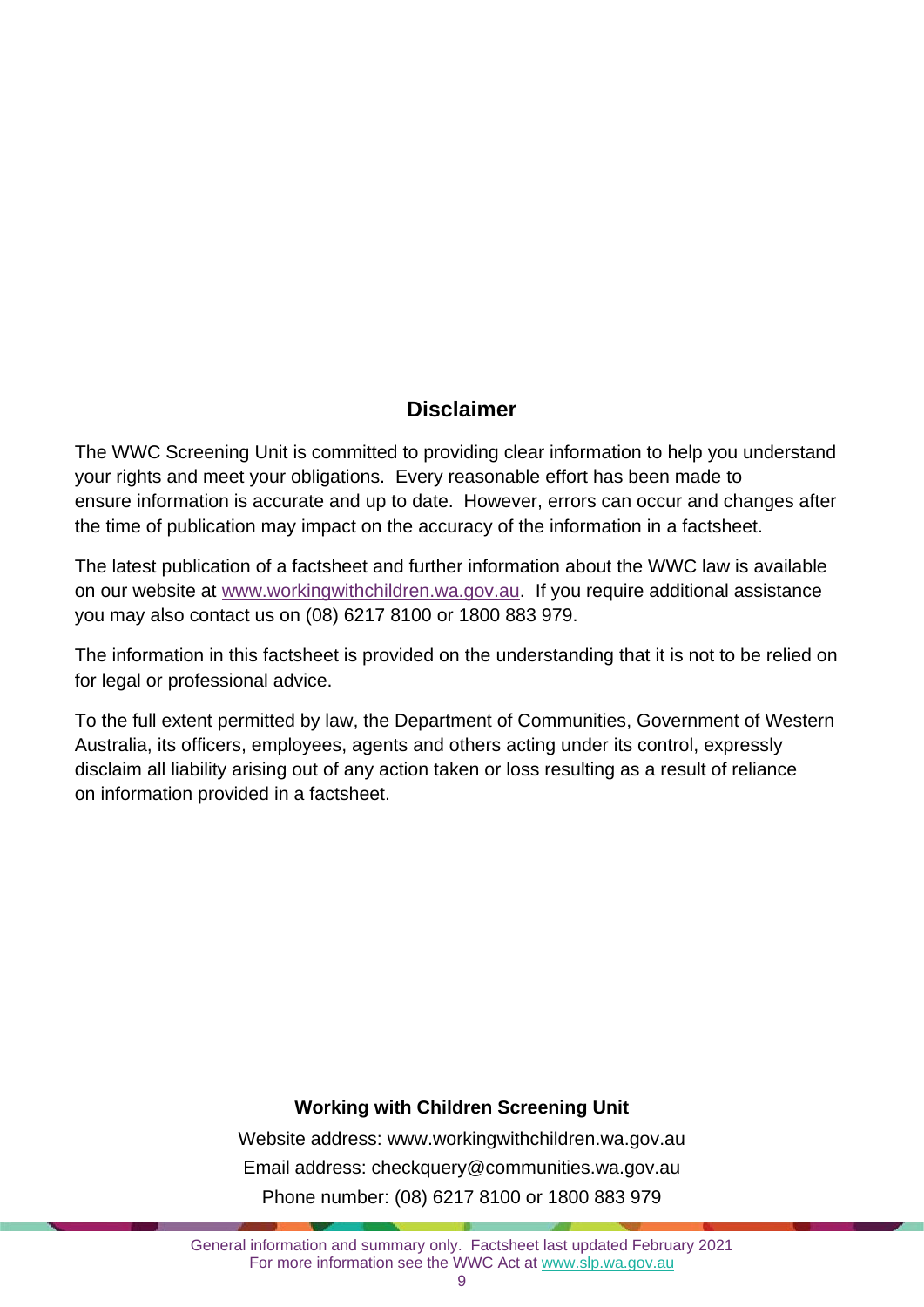## Disclaimer

The WWC Screening Unit is committed to providing clear information to help you understand your rights and meet your obligations. Every reasonable effort has been made to ensure information is accurate and up to date. However, errors can occur and changes after the time of publication may impact on the accuracy of the information in a factsheet.

The latest publication of a factsheet and further information about the WWC law is available on our website at [www.workingwithchildren.wa.gov.au](http://www.workingwithchildren.wa.gov.au). If you require additional assistance you may also contact us on (08) 6217 8100 or 1800 883 979.

The information in this factsheet is provided on the understanding that it is not to be relied on for legal or professional advice.

To the full extent permitted by law, the Department of Communities, Government of Western Australia, its officers, employees, agents and others acting under its control, expressly disclaim all liability arising out of any action taken or loss resulting as a result of reliance on information provided in a factsheet.

**Working with Children Screening Unit**

Website address: www.workingwithchildren.wa.gov.au

Email address: checkquery@communities.wa.gov.au

Phone number: (08) 6217 8100 or 1800 883 979